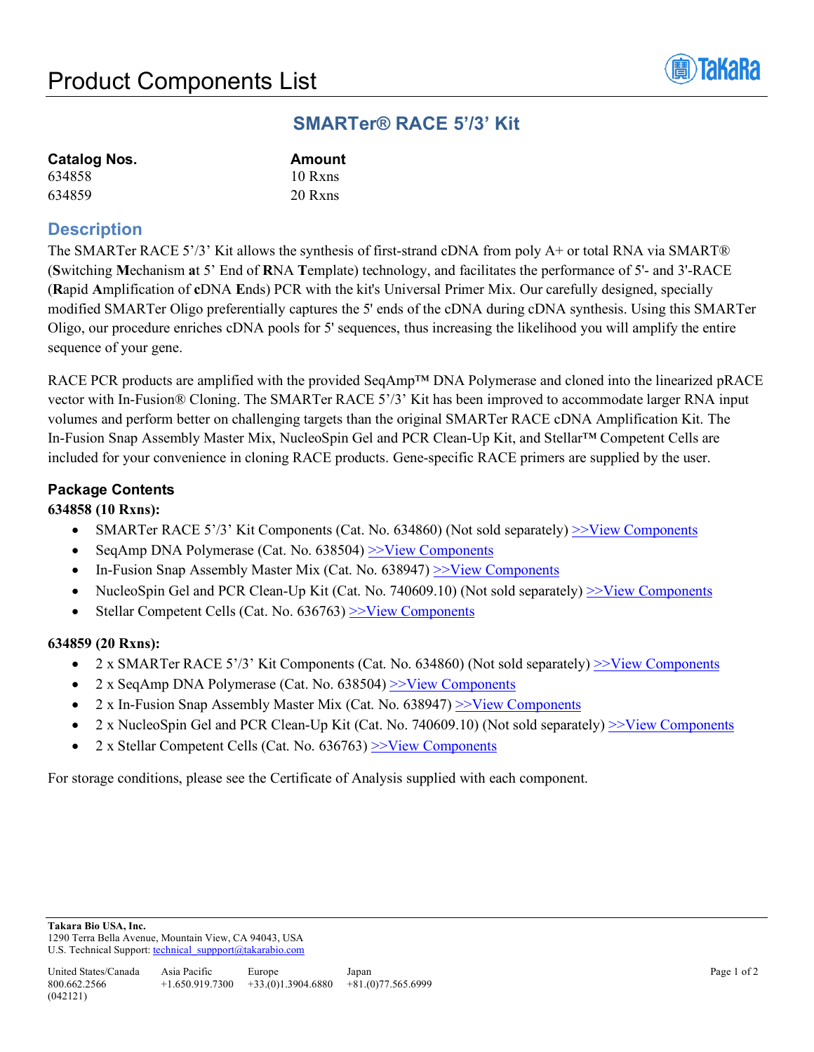# Product Components List

## SMARTer® RACE 5'/3' Kit

| **Catalog Nos.** | **Amount** |
|---|---|
| 634858 | 10 Rxns |
| 634859 | 20 Rxns |

## Description

The SMARTer RACE 5'/3' Kit allows the synthesis of first-strand cDNA from poly A+ or total RNA via SMART® (**S**witching **M**echanism **a**t 5' End of **R**NA **T**emplate) technology, and facilitates the performance of 5'- and 3'-RACE (**R**apid **A**mplification of **c**DNA **E**nds) PCR with the kit's Universal Primer Mix. Our carefully designed, specially modified SMARTer Oligo preferentially captures the 5' ends of the cDNA during cDNA synthesis. Using this SMARTer Oligo, our procedure enriches cDNA pools for 5' sequences, thus increasing the likelihood you will amplify the entire sequence of your gene.

RACE PCR products are amplified with the provided SeqAmp™ DNA Polymerase and cloned into the linearized pRACE vector with In-Fusion® Cloning. The SMARTer RACE 5'/3' Kit has been improved to accommodate larger RNA input volumes and perform better on challenging targets than the original SMARTer RACE cDNA Amplification Kit. The In-Fusion Snap Assembly Master Mix, NucleoSpin Gel and PCR Clean-Up Kit, and Stellar™ Competent Cells are included for your convenience in cloning RACE products. Gene-specific RACE primers are supplied by the user.

### Package Contents

**634858 (10 Rxns):**

- SMARTer RACE 5'/3' Kit Components (Cat. No. 634860) (Not sold separately) >>View Components
- SeqAmp DNA Polymerase (Cat. No. 638504) >>View Components
- In-Fusion Snap Assembly Master Mix (Cat. No. 638947) >>View Components
- NucleoSpin Gel and PCR Clean-Up Kit (Cat. No. 740609.10) (Not sold separately) >>View Components
- Stellar Competent Cells (Cat. No. 636763) >>View Components

**634859 (20 Rxns):**

- 2 x SMARTer RACE 5'/3' Kit Components (Cat. No. 634860) (Not sold separately) >>View Components
- 2 x SeqAmp DNA Polymerase (Cat. No. 638504) >>View Components
- 2 x In-Fusion Snap Assembly Master Mix (Cat. No. 638947) >>View Components
- 2 x NucleoSpin Gel and PCR Clean-Up Kit (Cat. No. 740609.10) (Not sold separately) >>View Components
- 2 x Stellar Competent Cells (Cat. No. 636763) >>View Components

For storage conditions, please see the Certificate of Analysis supplied with each component.

**Takara Bio USA, Inc.**
1290 Terra Bella Avenue, Mountain View, CA 94043, USA
U.S. Technical Support: technical_suppport@takarabio.com

| United States/Canada | Asia Pacific | Europe | Japan |
|---|---|---|---|
| 800.662.2566 | +1.650.919.7300 | +33.(0)1.3904.6880 | +81.(0)77.565.6999 |

(042121)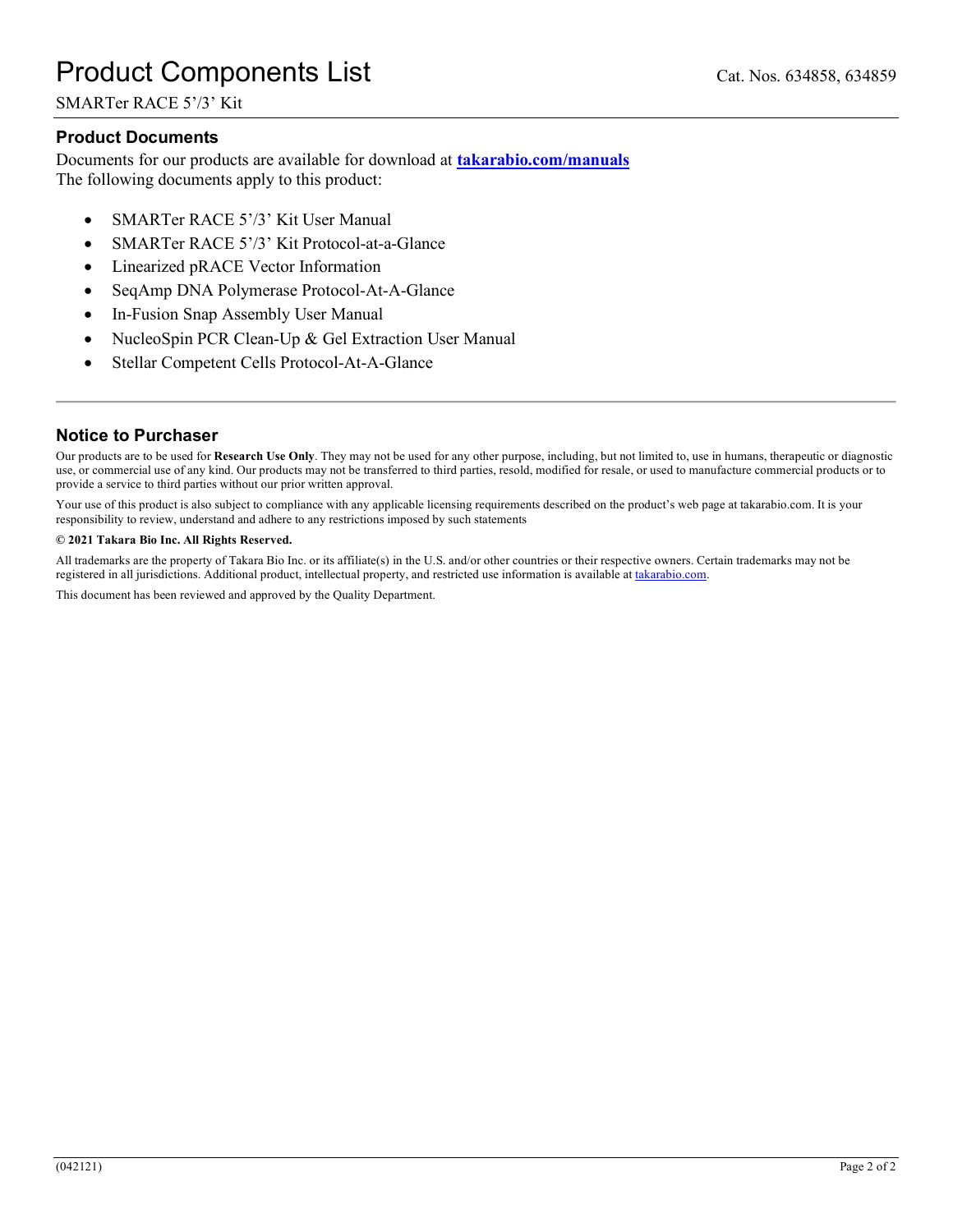## Product Documents

Documents for our products are available for download at **takarabio.com/manuals**
The following documents apply to this product:

- SMARTer RACE 5'/3' Kit User Manual
- SMARTer RACE 5'/3' Kit Protocol-at-a-Glance
- Linearized pRACE Vector Information
- SeqAmp DNA Polymerase Protocol-At-A-Glance
- In-Fusion Snap Assembly User Manual
- NucleoSpin PCR Clean-Up & Gel Extraction User Manual
- Stellar Competent Cells Protocol-At-A-Glance

## Notice to Purchaser

Our products are to be used for **Research Use Only**. They may not be used for any other purpose, including, but not limited to, use in humans, therapeutic or diagnostic use, or commercial use of any kind. Our products may not be transferred to third parties, resold, modified for resale, or used to manufacture commercial products or to provide a service to third parties without our prior written approval.

Your use of this product is also subject to compliance with any applicable licensing requirements described on the product's web page at takarabio.com. It is your responsibility to review, understand and adhere to any restrictions imposed by such statements

**© 2021 Takara Bio Inc. All Rights Reserved.**

All trademarks are the property of Takara Bio Inc. or its affiliate(s) in the U.S. and/or other countries or their respective owners. Certain trademarks may not be registered in all jurisdictions. Additional product, intellectual property, and restricted use information is available at takarabio.com.

This document has been reviewed and approved by the Quality Department.

(042121)